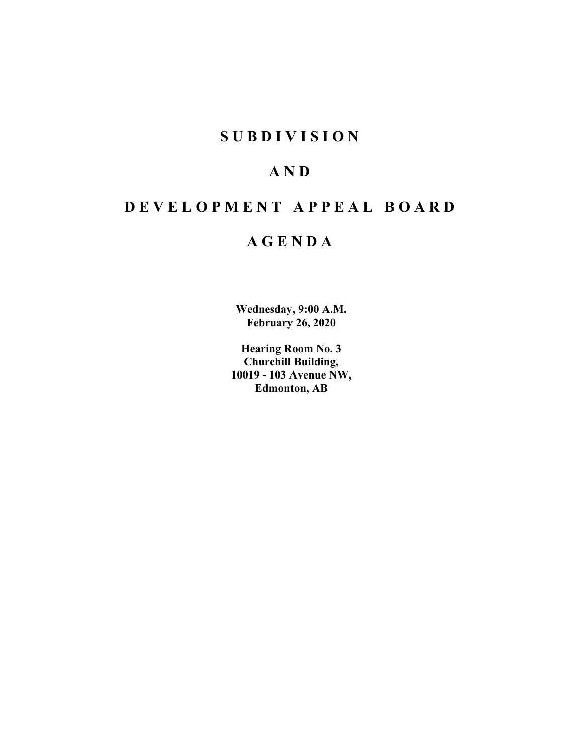# S U B D I V I S I O N

# A N D

# D E V E L O P M E N T   A P P E A L   B O A R D

# A G E N D A

**Wednesday, 9:00 A.M.**
**February 26, 2020**

**Hearing Room No. 3**
**Churchill Building,**
**10019 - 103 Avenue NW,**
**Edmonton, AB**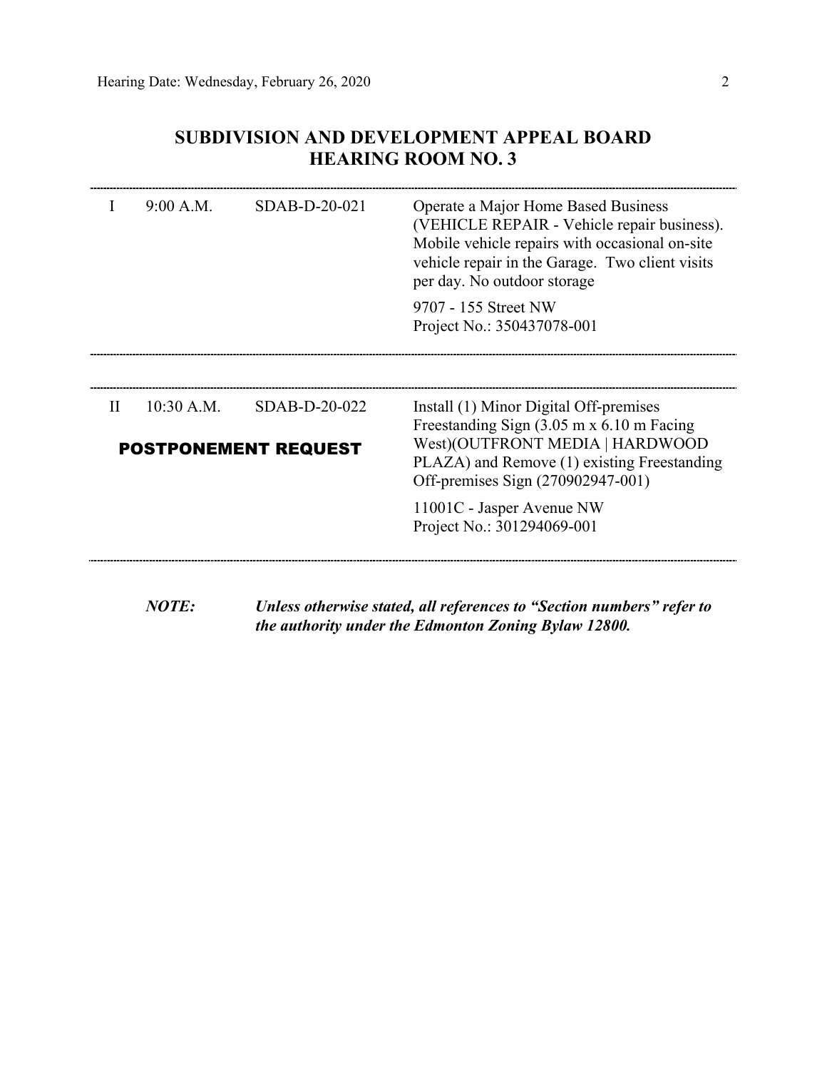## SUBDIVISION AND DEVELOPMENT APPEAL BOARD
## HEARING ROOM NO. 3

| | | | |
|---|---|---|---|
| I | 9:00 A.M. | SDAB-D-20-021 | Operate a Major Home Based Business (VEHICLE REPAIR - Vehicle repair business). Mobile vehicle repairs with occasional on-site vehicle repair in the Garage. Two client visits per day. No outdoor storage<br><br>9707 - 155 Street NW<br>Project No.: 350437078-001 |
| II | 10:30 A.M. | SDAB-D-20-022<br><br>**POSTPONEMENT REQUEST** | Install (1) Minor Digital Off-premises Freestanding Sign (3.05 m x 6.10 m Facing West)(OUTFRONT MEDIA \| HARDWOOD PLAZA) and Remove (1) existing Freestanding Off-premises Sign (270902947-001)<br><br>11001C - Jasper Avenue NW<br>Project No.: 301294069-001 |

***NOTE:*** ***Unless otherwise stated, all references to "Section numbers" refer to the authority under the Edmonton Zoning Bylaw 12800.***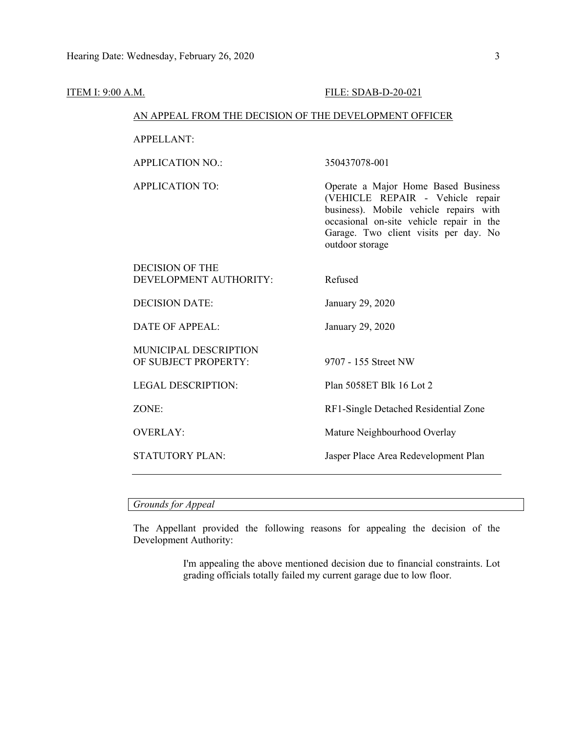ITEM I: 9:00 A.M. FILE: SDAB-D-20-021

AN APPEAL FROM THE DECISION OF THE DEVELOPMENT OFFICER

| | |
|---|---|
| APPELLANT: | |
| APPLICATION NO.: | 350437078-001 |
| APPLICATION TO: | Operate a Major Home Based Business (VEHICLE REPAIR - Vehicle repair business). Mobile vehicle repairs with occasional on-site vehicle repair in the Garage. Two client visits per day. No outdoor storage |
| DECISION OF THE DEVELOPMENT AUTHORITY: | Refused |
| DECISION DATE: | January 29, 2020 |
| DATE OF APPEAL: | January 29, 2020 |
| MUNICIPAL DESCRIPTION OF SUBJECT PROPERTY: | 9707 - 155 Street NW |
| LEGAL DESCRIPTION: | Plan 5058ET Blk 16 Lot 2 |
| ZONE: | RF1-Single Detached Residential Zone |
| OVERLAY: | Mature Neighbourhood Overlay |
| STATUTORY PLAN: | Jasper Place Area Redevelopment Plan |

*Grounds for Appeal*

The Appellant provided the following reasons for appealing the decision of the Development Authority:

> I'm appealing the above mentioned decision due to financial constraints. Lot grading officials totally failed my current garage due to low floor.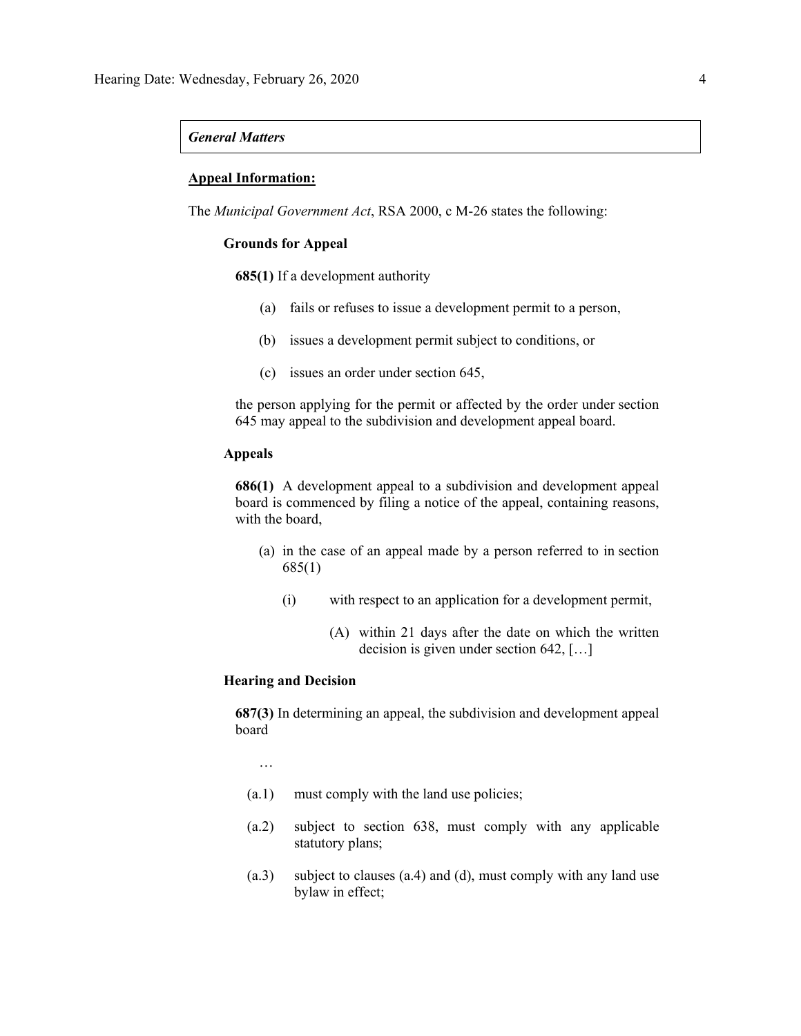***General Matters***

**<u>Appeal Information:</u>**

The *Municipal Government Act*, RSA 2000, c M-26 states the following:

**Grounds for Appeal**

**685(1)** If a development authority

(a) fails or refuses to issue a development permit to a person,

(b) issues a development permit subject to conditions, or

(c) issues an order under section 645,

the person applying for the permit or affected by the order under section 645 may appeal to the subdivision and development appeal board.

**Appeals**

**686(1)** A development appeal to a subdivision and development appeal board is commenced by filing a notice of the appeal, containing reasons, with the board,

(a) in the case of an appeal made by a person referred to in section 685(1)

(i) with respect to an application for a development permit,

(A) within 21 days after the date on which the written decision is given under section 642, […]

**Hearing and Decision**

**687(3)** In determining an appeal, the subdivision and development appeal board

…

(a.1) must comply with the land use policies;

(a.2) subject to section 638, must comply with any applicable statutory plans;

(a.3) subject to clauses (a.4) and (d), must comply with any land use bylaw in effect;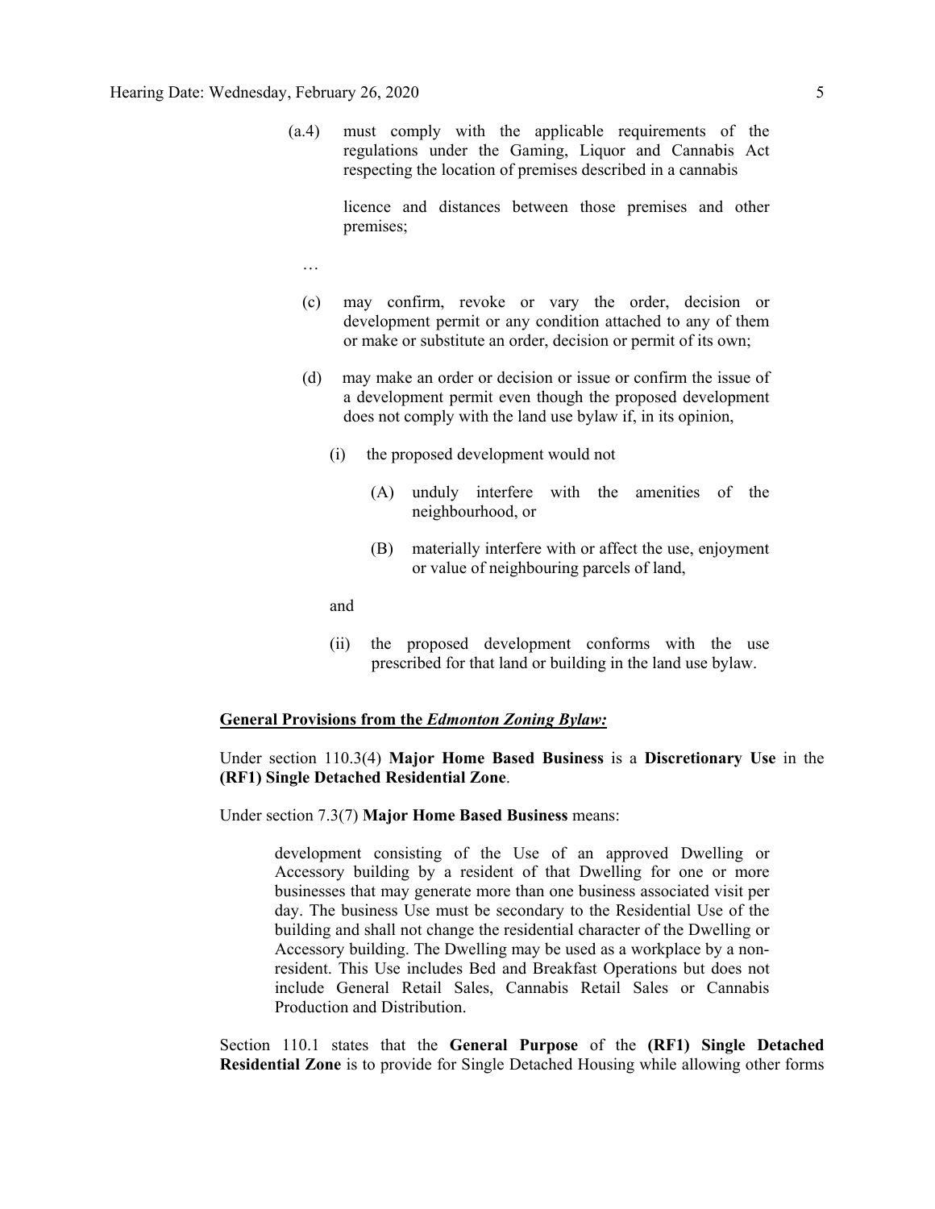(a.4) must comply with the applicable requirements of the regulations under the Gaming, Liquor and Cannabis Act respecting the location of premises described in a cannabis

licence and distances between those premises and other premises;

…

(c) may confirm, revoke or vary the order, decision or development permit or any condition attached to any of them or make or substitute an order, decision or permit of its own;

(d) may make an order or decision or issue or confirm the issue of a development permit even though the proposed development does not comply with the land use bylaw if, in its opinion,

(i) the proposed development would not

(A) unduly interfere with the amenities of the neighbourhood, or

(B) materially interfere with or affect the use, enjoyment or value of neighbouring parcels of land,

and

(ii) the proposed development conforms with the use prescribed for that land or building in the land use bylaw.

**General Provisions from the *Edmonton Zoning Bylaw:***

Under section 110.3(4) **Major Home Based Business** is a **Discretionary Use** in the **(RF1) Single Detached Residential Zone**.

Under section 7.3(7) **Major Home Based Business** means:

> development consisting of the Use of an approved Dwelling or Accessory building by a resident of that Dwelling for one or more businesses that may generate more than one business associated visit per day. The business Use must be secondary to the Residential Use of the building and shall not change the residential character of the Dwelling or Accessory building. The Dwelling may be used as a workplace by a non-resident. This Use includes Bed and Breakfast Operations but does not include General Retail Sales, Cannabis Retail Sales or Cannabis Production and Distribution.

Section 110.1 states that the **General Purpose** of the **(RF1) Single Detached Residential Zone** is to provide for Single Detached Housing while allowing other forms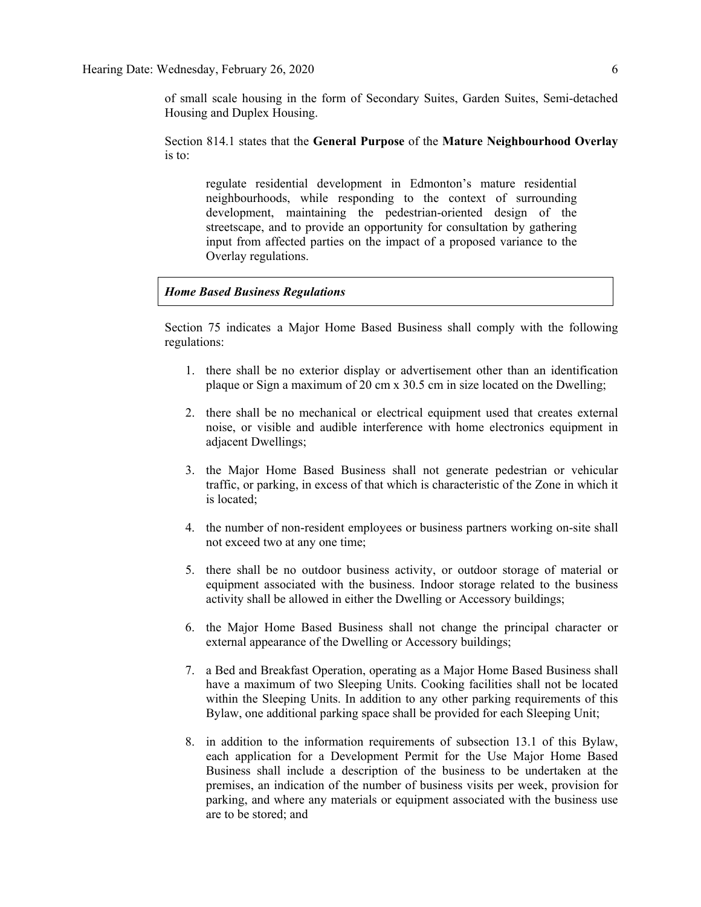of small scale housing in the form of Secondary Suites, Garden Suites, Semi-detached Housing and Duplex Housing.

Section 814.1 states that the **General Purpose** of the **Mature Neighbourhood Overlay** is to:

> regulate residential development in Edmonton's mature residential neighbourhoods, while responding to the context of surrounding development, maintaining the pedestrian-oriented design of the streetscape, and to provide an opportunity for consultation by gathering input from affected parties on the impact of a proposed variance to the Overlay regulations.

***Home Based Business Regulations***

Section 75 indicates a Major Home Based Business shall comply with the following regulations:

1. there shall be no exterior display or advertisement other than an identification plaque or Sign a maximum of 20 cm x 30.5 cm in size located on the Dwelling;

2. there shall be no mechanical or electrical equipment used that creates external noise, or visible and audible interference with home electronics equipment in adjacent Dwellings;

3. the Major Home Based Business shall not generate pedestrian or vehicular traffic, or parking, in excess of that which is characteristic of the Zone in which it is located;

4. the number of non-resident employees or business partners working on-site shall not exceed two at any one time;

5. there shall be no outdoor business activity, or outdoor storage of material or equipment associated with the business. Indoor storage related to the business activity shall be allowed in either the Dwelling or Accessory buildings;

6. the Major Home Based Business shall not change the principal character or external appearance of the Dwelling or Accessory buildings;

7. a Bed and Breakfast Operation, operating as a Major Home Based Business shall have a maximum of two Sleeping Units. Cooking facilities shall not be located within the Sleeping Units. In addition to any other parking requirements of this Bylaw, one additional parking space shall be provided for each Sleeping Unit;

8. in addition to the information requirements of subsection 13.1 of this Bylaw, each application for a Development Permit for the Use Major Home Based Business shall include a description of the business to be undertaken at the premises, an indication of the number of business visits per week, provision for parking, and where any materials or equipment associated with the business use are to be stored; and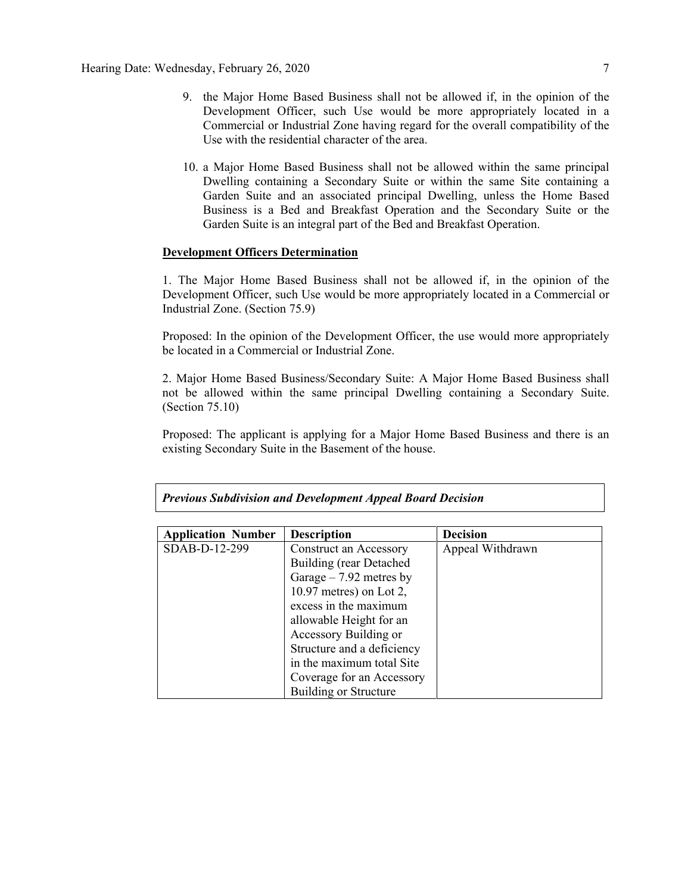9. the Major Home Based Business shall not be allowed if, in the opinion of the Development Officer, such Use would be more appropriately located in a Commercial or Industrial Zone having regard for the overall compatibility of the Use with the residential character of the area.

10. a Major Home Based Business shall not be allowed within the same principal Dwelling containing a Secondary Suite or within the same Site containing a Garden Suite and an associated principal Dwelling, unless the Home Based Business is a Bed and Breakfast Operation and the Secondary Suite or the Garden Suite is an integral part of the Bed and Breakfast Operation.

**Development Officers Determination**

1. The Major Home Based Business shall not be allowed if, in the opinion of the Development Officer, such Use would be more appropriately located in a Commercial or Industrial Zone. (Section 75.9)

Proposed: In the opinion of the Development Officer, the use would more appropriately be located in a Commercial or Industrial Zone.

2. Major Home Based Business/Secondary Suite: A Major Home Based Business shall not be allowed within the same principal Dwelling containing a Secondary Suite. (Section 75.10)

Proposed: The applicant is applying for a Major Home Based Business and there is an existing Secondary Suite in the Basement of the house.

***Previous Subdivision and Development Appeal Board Decision***

| Application Number | Description | Decision |
|---|---|---|
| SDAB-D-12-299 | Construct an Accessory Building (rear Detached Garage – 7.92 metres by 10.97 metres) on Lot 2, excess in the maximum allowable Height for an Accessory Building or Structure and a deficiency in the maximum total Site Coverage for an Accessory Building or Structure | Appeal Withdrawn |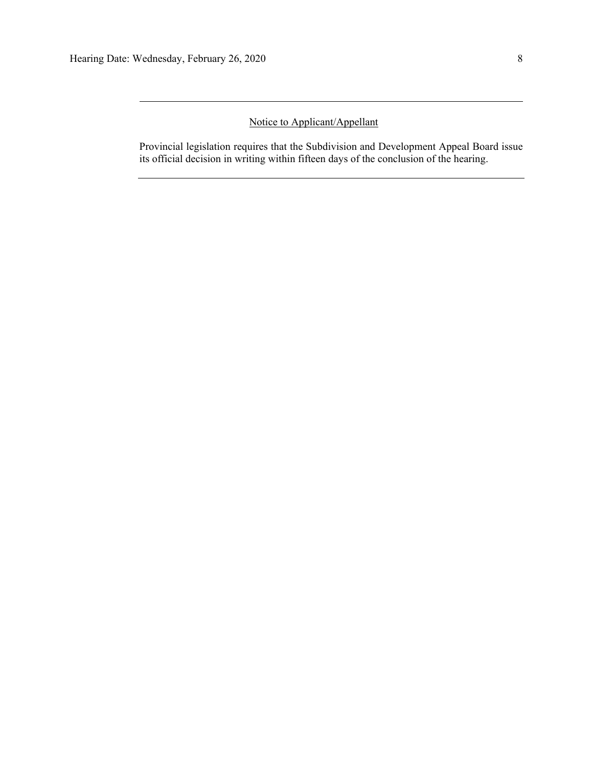---

Notice to Applicant/Appellant

Provincial legislation requires that the Subdivision and Development Appeal Board issue its official decision in writing within fifteen days of the conclusion of the hearing.

---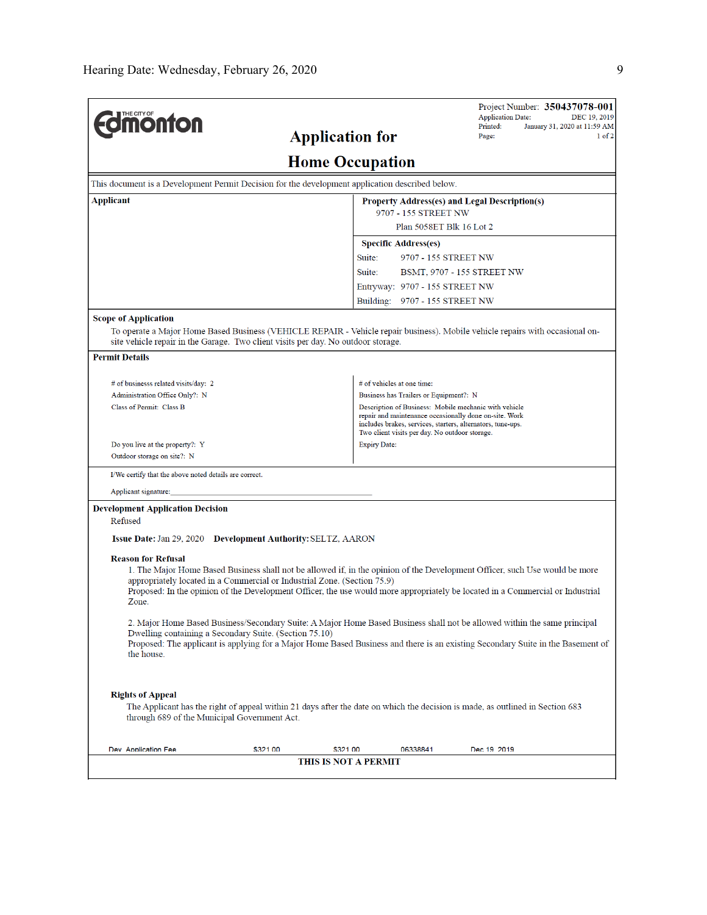THE CITY OF Edmonton

Project Number: **350437078-001**
Application Date: DEC 19, 2019
Printed: January 31, 2020 at 11:59 AM
Page: 1 of 2

# Application for Home Occupation

This document is a Development Permit Decision for the development application described below.

| **Applicant** | **Property Address(es) and Legal Description(s)** |
|---|---|
| | 9707 - 155 STREET NW |
| | Plan 5058ET Blk 16 Lot 2 |
| | **Specific Address(es)** |
| | Suite: 9707 - 155 STREET NW |
| | Suite: BSMT, 9707 - 155 STREET NW |
| | Entryway: 9707 - 155 STREET NW |
| | Building: 9707 - 155 STREET NW |

**Scope of Application**

To operate a Major Home Based Business (VEHICLE REPAIR - Vehicle repair business). Mobile vehicle repairs with occasional on-site vehicle repair in the Garage. Two client visits per day. No outdoor storage.

**Permit Details**

| | |
|---|---|
| # of businesss related visits/day: 2 | # of vehicles at one time: |
| Administration Office Only?: N | Business has Trailers or Equipment?: N |
| Class of Permit: Class B | Description of Business: Mobile mechanic with vehicle repair and maintenance occasionally done on-site. Work includes brakes, services, starters, alternators, tune-ups. Two client visits per day. No outdoor storage. |
| Do you live at the property?: Y | Expiry Date: |
| Outdoor storage on site?: N | |

I/We certify that the above noted details are correct.

Applicant signature:_______________________________

**Development Application Decision**

Refused

**Issue Date:** Jan 29, 2020 **Development Authority:** SELTZ, AARON

**Reason for Refusal**

1. The Major Home Based Business shall not be allowed if, in the opinion of the Development Officer, such Use would be more appropriately located in a Commercial or Industrial Zone. (Section 75.9)
Proposed: In the opinion of the Development Officer, the use would more appropriately be located in a Commercial or Industrial Zone.

2. Major Home Based Business/Secondary Suite: A Major Home Based Business shall not be allowed within the same principal Dwelling containing a Secondary Suite. (Section 75.10)
Proposed: The applicant is applying for a Major Home Based Business and there is an existing Secondary Suite in the Basement of the house.

**Rights of Appeal**

The Applicant has the right of appeal within 21 days after the date on which the decision is made, as outlined in Section 683 through 689 of the Municipal Government Act.

| | | | | |
|---|---|---|---|---|
| Dev. Application Fee | $321.00 | $321.00 | 06338841 | Dec 19, 2019 |

**THIS IS NOT A PERMIT**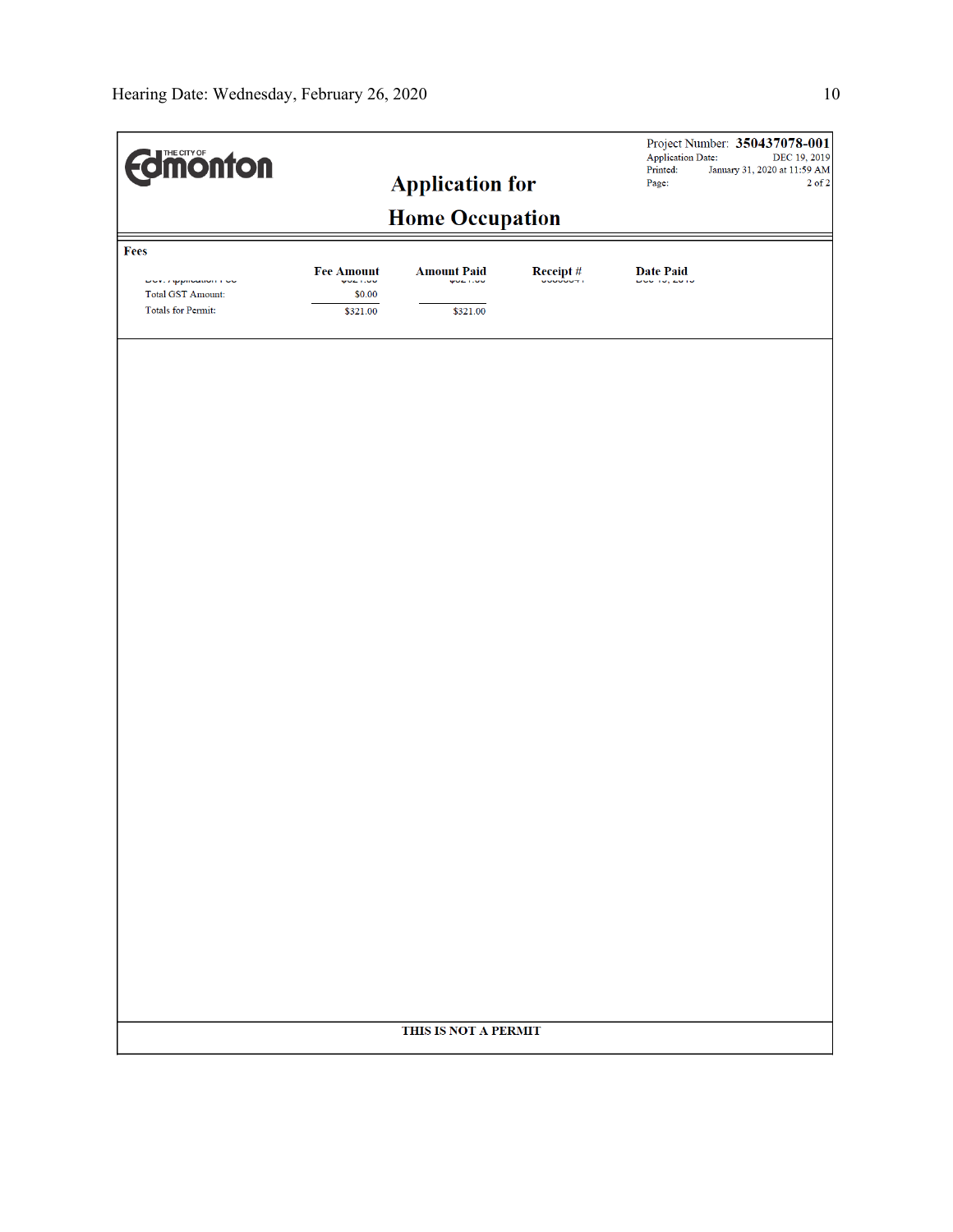# Application for Home Occupation

Project Number: **350437078-001**
Application Date: DEC 19, 2019
Printed: January 31, 2020 at 11:59 AM

**Fees**

| | Fee Amount | Amount Paid | Receipt # | Date Paid |
|---|---|---|---|---|
| Dev. Application Fee | $321.00 | $321.00 | | Dec 19, 2019 |
| Total GST Amount: | $0.00 | | | |
| Totals for Permit: | $321.00 | $321.00 | | |

**THIS IS NOT A PERMIT**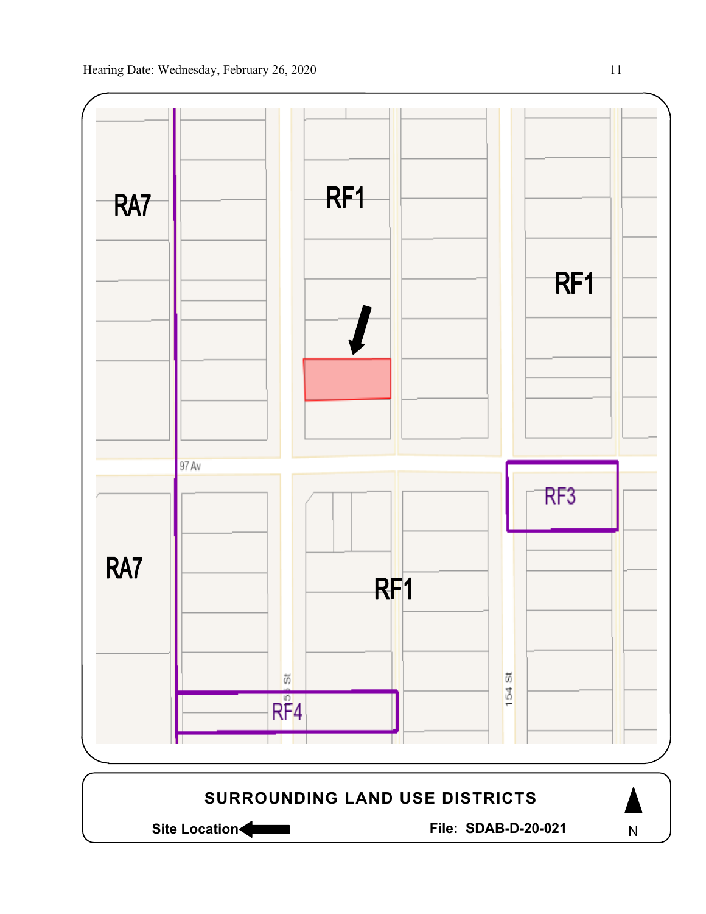RA7

RF1

RF1

97 Av

RF3

RA7

RF1

155 St

154 St

RF4

**SURROUNDING LAND USE DISTRICTS**

**Site Location** ←

**File: SDAB-D-20-021**

N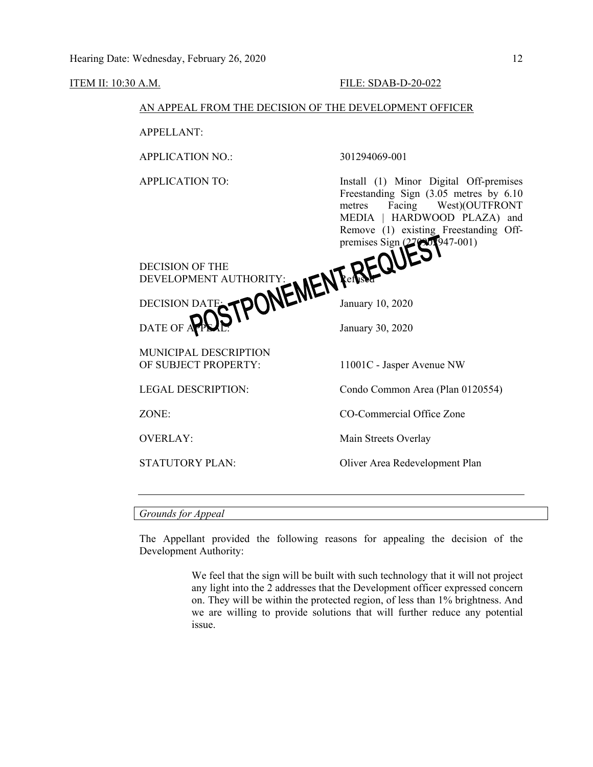ITEM II: 10:30 A.M. FILE: SDAB-D-20-022

AN APPEAL FROM THE DECISION OF THE DEVELOPMENT OFFICER

**POSTPONEMENT REQUEST**

| | |
|---|---|
| APPELLANT: | |
| APPLICATION NO.: | 301294069-001 |
| APPLICATION TO: | Install (1) Minor Digital Off-premises Freestanding Sign (3.05 metres by 6.10 metres Facing West)(OUTFRONT MEDIA \| HARDWOOD PLAZA) and Remove (1) existing Freestanding Off-premises Sign (270202947-001) |
| DECISION OF THE DEVELOPMENT AUTHORITY: | Refused |
| DECISION DATE: | January 10, 2020 |
| DATE OF APPEAL: | January 30, 2020 |
| MUNICIPAL DESCRIPTION OF SUBJECT PROPERTY: | 11001C - Jasper Avenue NW |
| LEGAL DESCRIPTION: | Condo Common Area (Plan 0120554) |
| ZONE: | CO-Commercial Office Zone |
| OVERLAY: | Main Streets Overlay |
| STATUTORY PLAN: | Oliver Area Redevelopment Plan |

---

*Grounds for Appeal*

The Appellant provided the following reasons for appealing the decision of the Development Authority:

> We feel that the sign will be built with such technology that it will not project any light into the 2 addresses that the Development officer expressed concern on. They will be within the protected region, of less than 1% brightness. And we are willing to provide solutions that will further reduce any potential issue.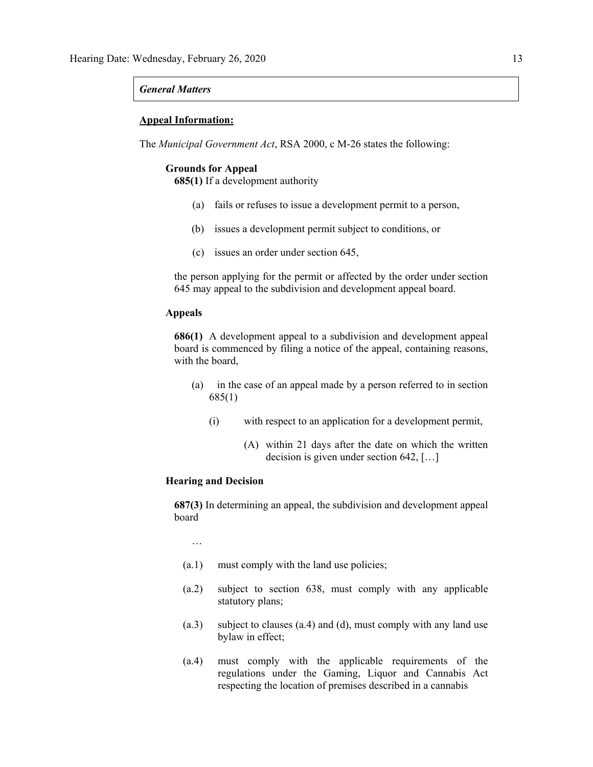***General Matters***

**<u>Appeal Information:</u>**

The *Municipal Government Act*, RSA 2000, c M-26 states the following:

**Grounds for Appeal**

**685(1)** If a development authority

(a) fails or refuses to issue a development permit to a person,

(b) issues a development permit subject to conditions, or

(c) issues an order under section 645,

the person applying for the permit or affected by the order under section 645 may appeal to the subdivision and development appeal board.

**Appeals**

**686(1)** A development appeal to a subdivision and development appeal board is commenced by filing a notice of the appeal, containing reasons, with the board,

(a) in the case of an appeal made by a person referred to in section 685(1)

(i) with respect to an application for a development permit,

(A) within 21 days after the date on which the written decision is given under section 642, […]

**Hearing and Decision**

**687(3)** In determining an appeal, the subdivision and development appeal board

…

(a.1) must comply with the land use policies;

(a.2) subject to section 638, must comply with any applicable statutory plans;

(a.3) subject to clauses (a.4) and (d), must comply with any land use bylaw in effect;

(a.4) must comply with the applicable requirements of the regulations under the Gaming, Liquor and Cannabis Act respecting the location of premises described in a cannabis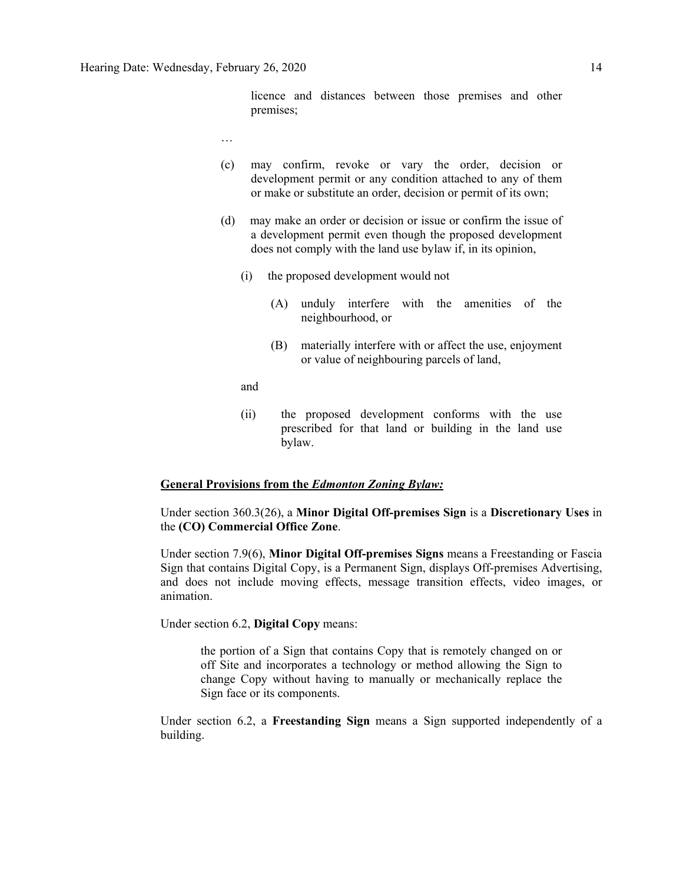licence and distances between those premises and other premises;

…

(c) may confirm, revoke or vary the order, decision or development permit or any condition attached to any of them or make or substitute an order, decision or permit of its own;

(d) may make an order or decision or issue or confirm the issue of a development permit even though the proposed development does not comply with the land use bylaw if, in its opinion,

(i) the proposed development would not

(A) unduly interfere with the amenities of the neighbourhood, or

(B) materially interfere with or affect the use, enjoyment or value of neighbouring parcels of land,

and

(ii) the proposed development conforms with the use prescribed for that land or building in the land use bylaw.

**General Provisions from the *Edmonton Zoning Bylaw:***

Under section 360.3(26), a **Minor Digital Off-premises Sign** is a **Discretionary Uses** in the **(CO) Commercial Office Zone**.

Under section 7.9(6), **Minor Digital Off-premises Signs** means a Freestanding or Fascia Sign that contains Digital Copy, is a Permanent Sign, displays Off-premises Advertising, and does not include moving effects, message transition effects, video images, or animation.

Under section 6.2, **Digital Copy** means:

> the portion of a Sign that contains Copy that is remotely changed on or off Site and incorporates a technology or method allowing the Sign to change Copy without having to manually or mechanically replace the Sign face or its components.

Under section 6.2, a **Freestanding Sign** means a Sign supported independently of a building.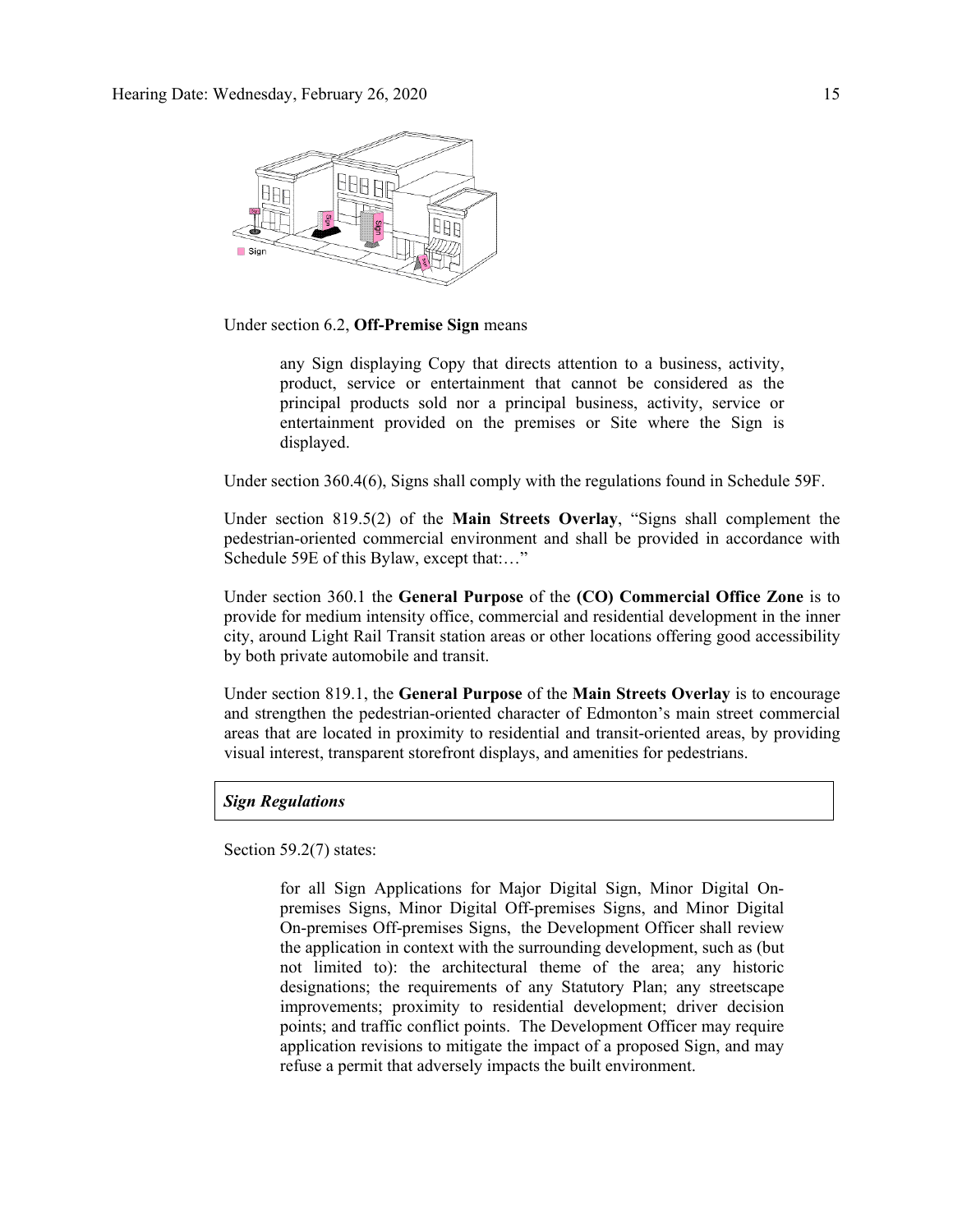Sign

Under section 6.2, **Off-Premise Sign** means

> any Sign displaying Copy that directs attention to a business, activity, product, service or entertainment that cannot be considered as the principal products sold nor a principal business, activity, service or entertainment provided on the premises or Site where the Sign is displayed.

Under section 360.4(6), Signs shall comply with the regulations found in Schedule 59F.

Under section 819.5(2) of the **Main Streets Overlay**, "Signs shall complement the pedestrian-oriented commercial environment and shall be provided in accordance with Schedule 59E of this Bylaw, except that:…"

Under section 360.1 the **General Purpose** of the **(CO) Commercial Office Zone** is to provide for medium intensity office, commercial and residential development in the inner city, around Light Rail Transit station areas or other locations offering good accessibility by both private automobile and transit.

Under section 819.1, the **General Purpose** of the **Main Streets Overlay** is to encourage and strengthen the pedestrian-oriented character of Edmonton's main street commercial areas that are located in proximity to residential and transit-oriented areas, by providing visual interest, transparent storefront displays, and amenities for pedestrians.

***Sign Regulations***

Section 59.2(7) states:

> for all Sign Applications for Major Digital Sign, Minor Digital On-premises Signs, Minor Digital Off-premises Signs, and Minor Digital On-premises Off-premises Signs, the Development Officer shall review the application in context with the surrounding development, such as (but not limited to): the architectural theme of the area; any historic designations; the requirements of any Statutory Plan; any streetscape improvements; proximity to residential development; driver decision points; and traffic conflict points. The Development Officer may require application revisions to mitigate the impact of a proposed Sign, and may refuse a permit that adversely impacts the built environment.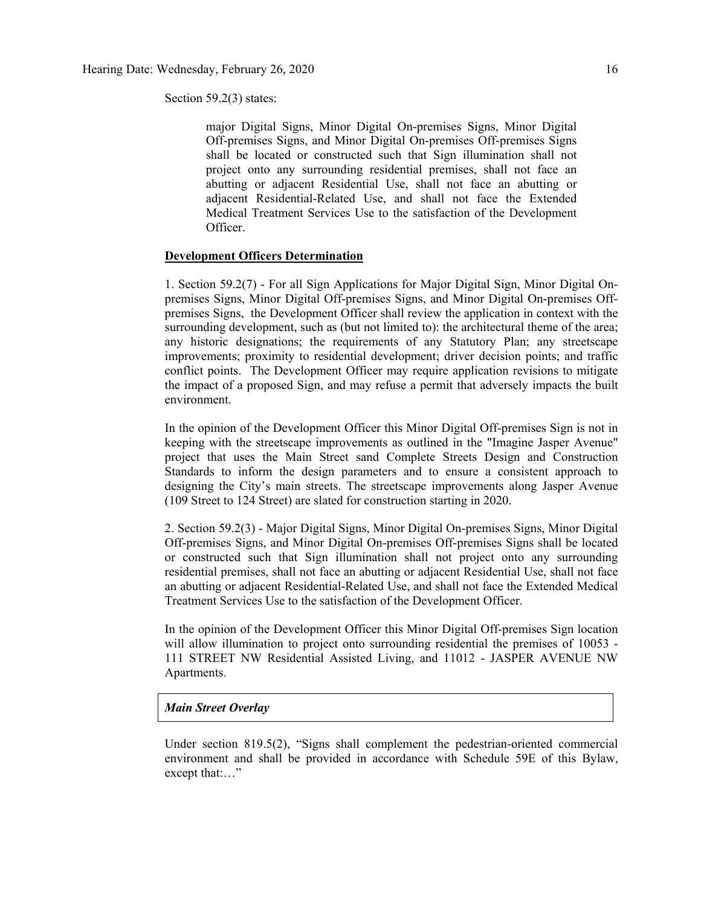Section 59.2(3) states:

> major Digital Signs, Minor Digital On-premises Signs, Minor Digital Off-premises Signs, and Minor Digital On-premises Off-premises Signs shall be located or constructed such that Sign illumination shall not project onto any surrounding residential premises, shall not face an abutting or adjacent Residential Use, shall not face an abutting or adjacent Residential-Related Use, and shall not face the Extended Medical Treatment Services Use to the satisfaction of the Development Officer.

**Development Officers Determination**

1. Section 59.2(7) - For all Sign Applications for Major Digital Sign, Minor Digital On-premises Signs, Minor Digital Off-premises Signs, and Minor Digital On-premises Off-premises Signs, the Development Officer shall review the application in context with the surrounding development, such as (but not limited to): the architectural theme of the area; any historic designations; the requirements of any Statutory Plan; any streetscape improvements; proximity to residential development; driver decision points; and traffic conflict points. The Development Officer may require application revisions to mitigate the impact of a proposed Sign, and may refuse a permit that adversely impacts the built environment.

In the opinion of the Development Officer this Minor Digital Off-premises Sign is not in keeping with the streetscape improvements as outlined in the "Imagine Jasper Avenue" project that uses the Main Street sand Complete Streets Design and Construction Standards to inform the design parameters and to ensure a consistent approach to designing the City's main streets. The streetscape improvements along Jasper Avenue (109 Street to 124 Street) are slated for construction starting in 2020.

2. Section 59.2(3) - Major Digital Signs, Minor Digital On-premises Signs, Minor Digital Off-premises Signs, and Minor Digital On-premises Off-premises Signs shall be located or constructed such that Sign illumination shall not project onto any surrounding residential premises, shall not face an abutting or adjacent Residential Use, shall not face an abutting or adjacent Residential-Related Use, and shall not face the Extended Medical Treatment Services Use to the satisfaction of the Development Officer.

In the opinion of the Development Officer this Minor Digital Off-premises Sign location will allow illumination to project onto surrounding residential the premises of 10053 - 111 STREET NW Residential Assisted Living, and 11012 - JASPER AVENUE NW Apartments.

***Main Street Overlay***

Under section 819.5(2), "Signs shall complement the pedestrian-oriented commercial environment and shall be provided in accordance with Schedule 59E of this Bylaw, except that:…"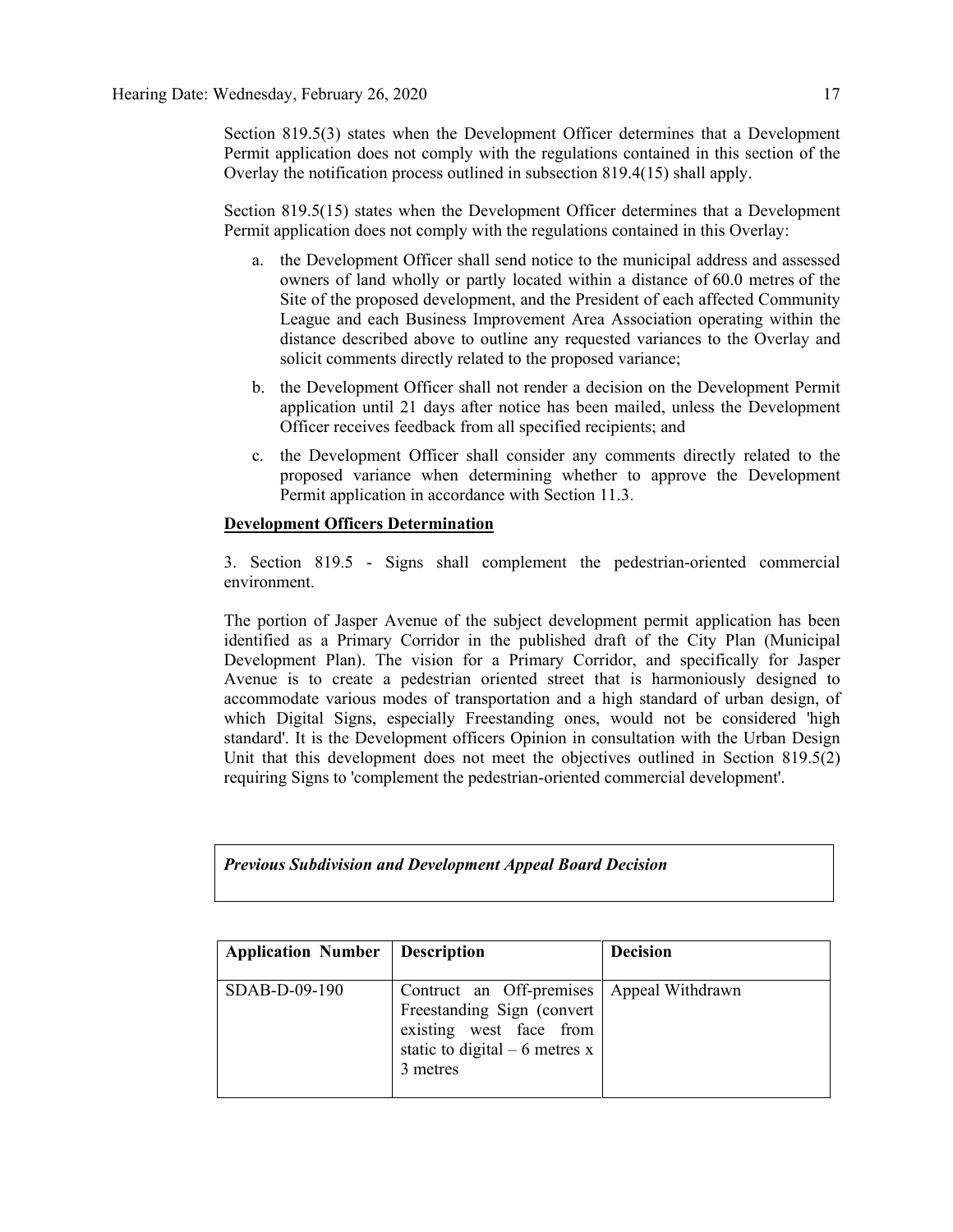Section 819.5(3) states when the Development Officer determines that a Development Permit application does not comply with the regulations contained in this section of the Overlay the notification process outlined in subsection 819.4(15) shall apply.

Section 819.5(15) states when the Development Officer determines that a Development Permit application does not comply with the regulations contained in this Overlay:

a. the Development Officer shall send notice to the municipal address and assessed owners of land wholly or partly located within a distance of 60.0 metres of the Site of the proposed development, and the President of each affected Community League and each Business Improvement Area Association operating within the distance described above to outline any requested variances to the Overlay and solicit comments directly related to the proposed variance;

b. the Development Officer shall not render a decision on the Development Permit application until 21 days after notice has been mailed, unless the Development Officer receives feedback from all specified recipients; and

c. the Development Officer shall consider any comments directly related to the proposed variance when determining whether to approve the Development Permit application in accordance with Section 11.3.

**<u>Development Officers Determination</u>**

3. Section 819.5 - Signs shall complement the pedestrian-oriented commercial environment.

The portion of Jasper Avenue of the subject development permit application has been identified as a Primary Corridor in the published draft of the City Plan (Municipal Development Plan). The vision for a Primary Corridor, and specifically for Jasper Avenue is to create a pedestrian oriented street that is harmoniously designed to accommodate various modes of transportation and a high standard of urban design, of which Digital Signs, especially Freestanding ones, would not be considered 'high standard'. It is the Development officers Opinion in consultation with the Urban Design Unit that this development does not meet the objectives outlined in Section 819.5(2) requiring Signs to 'complement the pedestrian-oriented commercial development'.

***Previous Subdivision and Development Appeal Board Decision***

| Application Number | Description | Decision |
|---|---|---|
| SDAB-D-09-190 | Contruct an Off-premises Freestanding Sign (convert existing west face from static to digital – 6 metres x 3 metres | Appeal Withdrawn |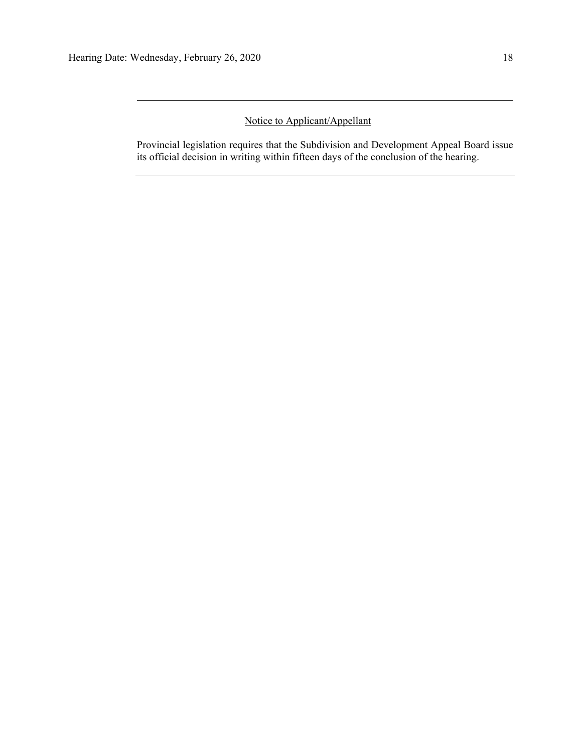---

Notice to Applicant/Appellant

Provincial legislation requires that the Subdivision and Development Appeal Board issue its official decision in writing within fifteen days of the conclusion of the hearing.

---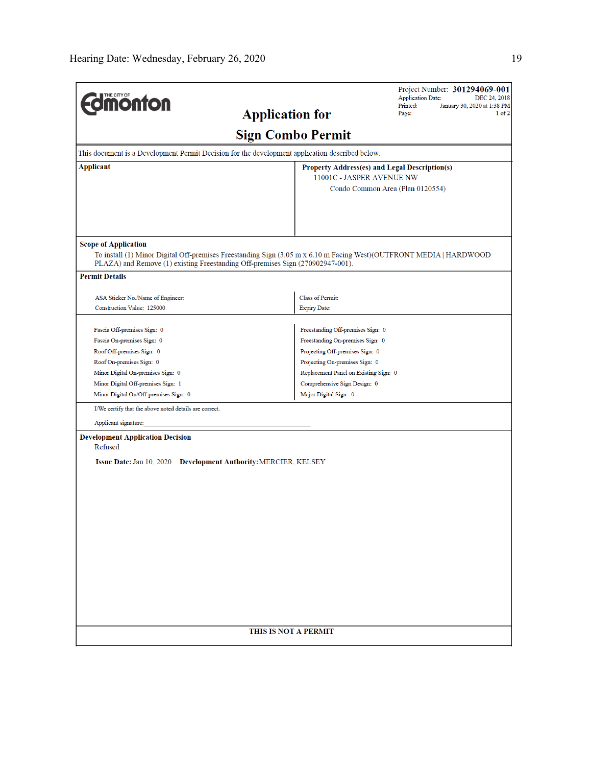THE CITY OF Edmonton

Project Number: **301294069-001**
Application Date: DEC 24, 2018
Printed: January 30, 2020 at 1:38 PM
Page: 1 of 2

# Application for
# Sign Combo Permit

This document is a Development Permit Decision for the development application described below.

| **Applicant** | **Property Address(es) and Legal Description(s)** |
|---|---|
| | 11001C - JASPER AVENUE NW<br>Condo Common Area (Plan 0120554) |

**Scope of Application**

To install (1) Minor Digital Off-premises Freestanding Sign (3.05 m x 6.10 m Facing West)(OUTFRONT MEDIA | HARDWOOD PLAZA) and Remove (1) existing Freestanding Off-premises Sign (270902947-001).

**Permit Details**

| | |
|---|---|
| ASA Sticker No./Name of Engineer: | Class of Permit: |
| Construction Value: 125000 | Expiry Date: |

| | |
|---|---|
| Fascia Off-premises Sign: 0 | Freestanding Off-premises Sign: 0 |
| Fascia On-premises Sign: 0 | Freestanding On-premises Sign: 0 |
| Roof Off-premises Sign: 0 | Projecting Off-premises Sign: 0 |
| Roof On-premises Sign: 0 | Projecting On-premises Sign: 0 |
| Minor Digital On-premises Sign: 0 | Replacement Panel on Existing Sign: 0 |
| Minor Digital Off-premises Sign: 1 | Comprehensive Sign Design: 0 |
| Minor Digital On/Off-premises Sign: 0 | Major Digital Sign: 0 |

I/We certify that the above noted details are correct.

Applicant signature:_______________________________________

**Development Application Decision**

Refused

**Issue Date:** Jan 10, 2020 **Development Authority:** MERCIER, KELSEY

**THIS IS NOT A PERMIT**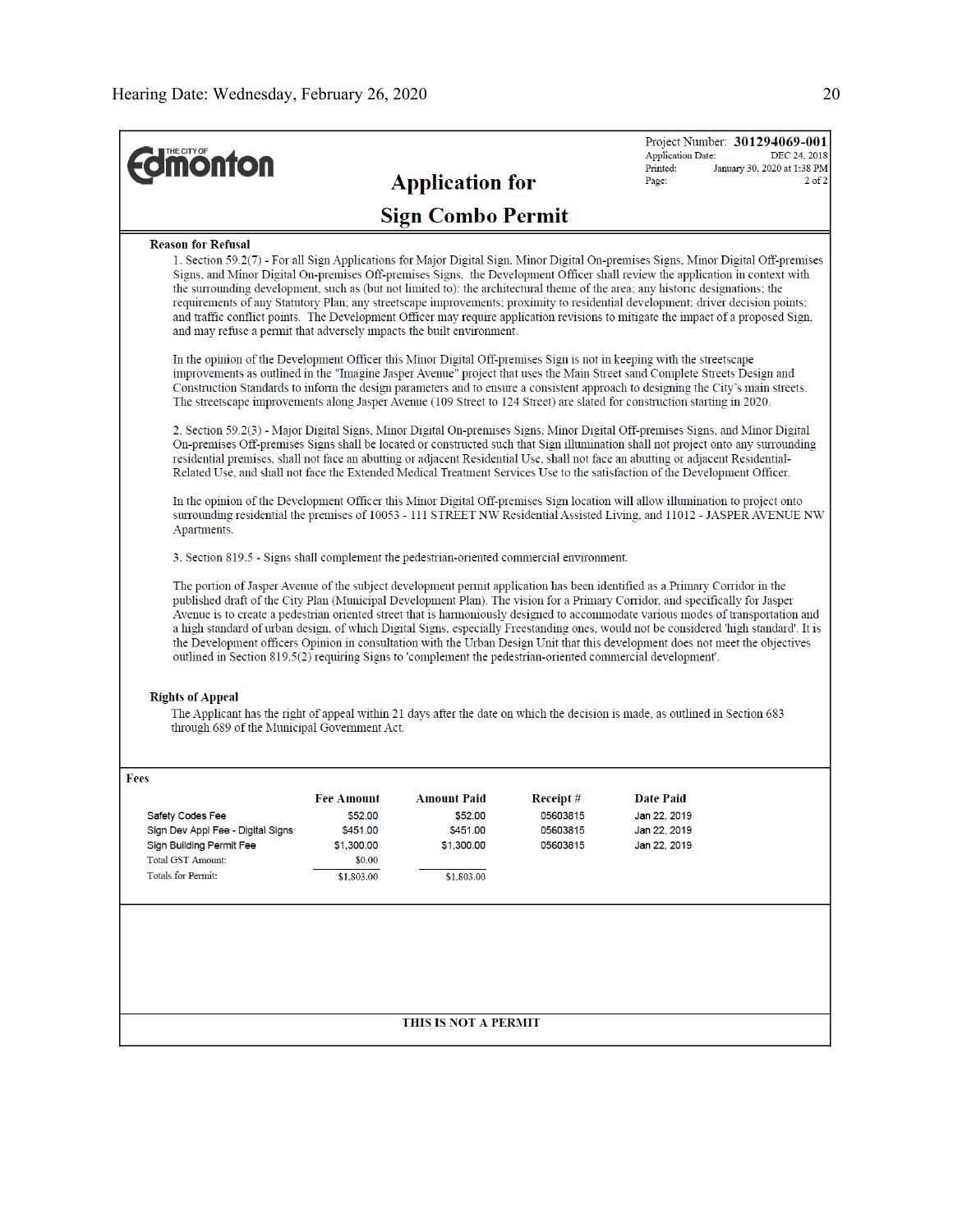**THE CITY OF Edmonton**

# Application for Sign Combo Permit

Project Number: **301294069-001**
Application Date: DEC 24, 2018
Printed: January 30, 2020 at 1:38 PM
Page: 2 of 2

## Reason for Refusal

1. Section 59.2(7) - For all Sign Applications for Major Digital Sign, Minor Digital On-premises Signs, Minor Digital Off-premises Signs, and Minor Digital On-premises Off-premises Signs, the Development Officer shall review the application in context with the surrounding development, such as (but not limited to): the architectural theme of the area; any historic designations; the requirements of any Statutory Plan; any streetscape improvements; proximity to residential development; driver decision points; and traffic conflict points. The Development Officer may require application revisions to mitigate the impact of a proposed Sign, and may refuse a permit that adversely impacts the built environment.

In the opinion of the Development Officer this Minor Digital Off-premises Sign is not in keeping with the streetscape improvements as outlined in the "Imagine Jasper Avenue" project that uses the Main Street sand Complete Streets Design and Construction Standards to inform the design parameters and to ensure a consistent approach to designing the City's main streets. The streetscape improvements along Jasper Avenue (109 Street to 124 Street) are slated for construction starting in 2020.

2. Section 59.2(3) - Major Digital Signs, Minor Digital On-premises Signs, Minor Digital Off-premises Signs, and Minor Digital On-premises Off-premises Signs shall be located or constructed such that Sign illumination shall not project onto any surrounding residential premises, shall not face an abutting or adjacent Residential Use, shall not face an abutting or adjacent Residential-Related Use, and shall not face the Extended Medical Treatment Services Use to the satisfaction of the Development Officer.

In the opinion of the Development Officer this Minor Digital Off-premises Sign location will allow illumination to project onto surrounding residential the premises of 10053 - 111 STREET NW Residential Assisted Living, and 11012 - JASPER AVENUE NW Apartments.

3. Section 819.5 - Signs shall complement the pedestrian-oriented commercial environment.

The portion of Jasper Avenue of the subject development permit application has been identified as a Primary Corridor in the published draft of the City Plan (Municipal Development Plan). The vision for a Primary Corridor, and specifically for Jasper Avenue is to create a pedestrian oriented street that is harmoniously designed to accommodate various modes of transportation and a high standard of urban design, of which Digital Signs, especially Freestanding ones, would not be considered 'high standard'. It is the Development officers Opinion in consultation with the Urban Design Unit that this development does not meet the objectives outlined in Section 819.5(2) requiring Signs to 'complement the pedestrian-oriented commercial development'.

## Rights of Appeal

The Applicant has the right of appeal within 21 days after the date on which the decision is made, as outlined in Section 683 through 689 of the Municipal Government Act.

## Fees

| | Fee Amount | Amount Paid | Receipt # | Date Paid |
|---|---|---|---|---|
| Safety Codes Fee | $52.00 | $52.00 | 05603815 | Jan 22, 2019 |
| Sign Dev Appl Fee - Digital Signs | $451.00 | $451.00 | 05603815 | Jan 22, 2019 |
| Sign Building Permit Fee | $1,300.00 | $1,300.00 | 05603815 | Jan 22, 2019 |
| Total GST Amount: | $0.00 | | | |
| Totals for Permit: | $1,803.00 | $1,803.00 | | |

**THIS IS NOT A PERMIT**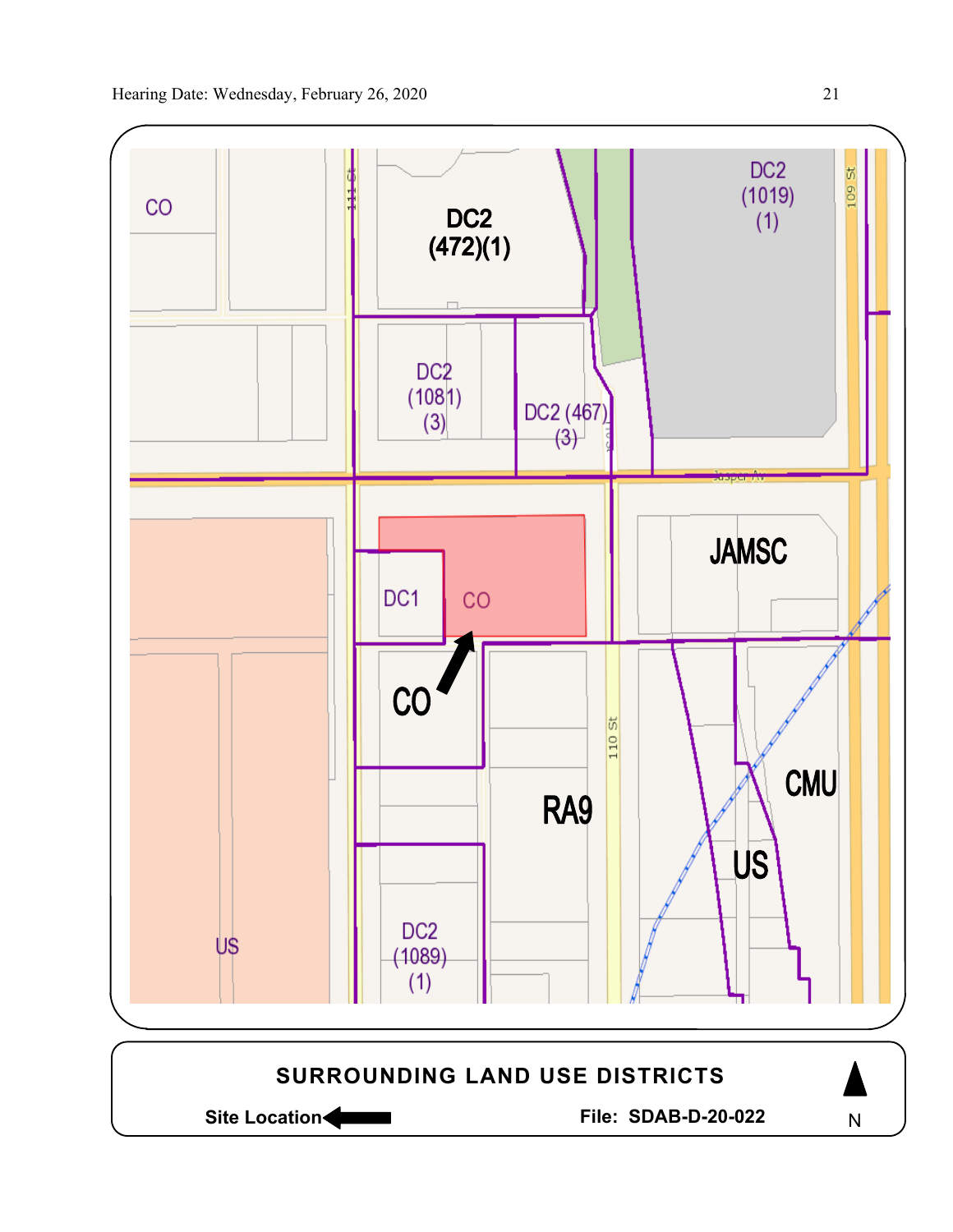CO

111 St

DC2
(472)(1)

DC2
(1019)
(1)

109 St

DC2
(1081)
(3)

DC2 (467)
(3)

Jasper Av

JAMSC

DC1

CO

CO

110 St

RA9

CMU

US

US

DC2
(1089)
(1)

**SURROUNDING LAND USE DISTRICTS**

**Site Location**

**File: SDAB-D-20-022**

N